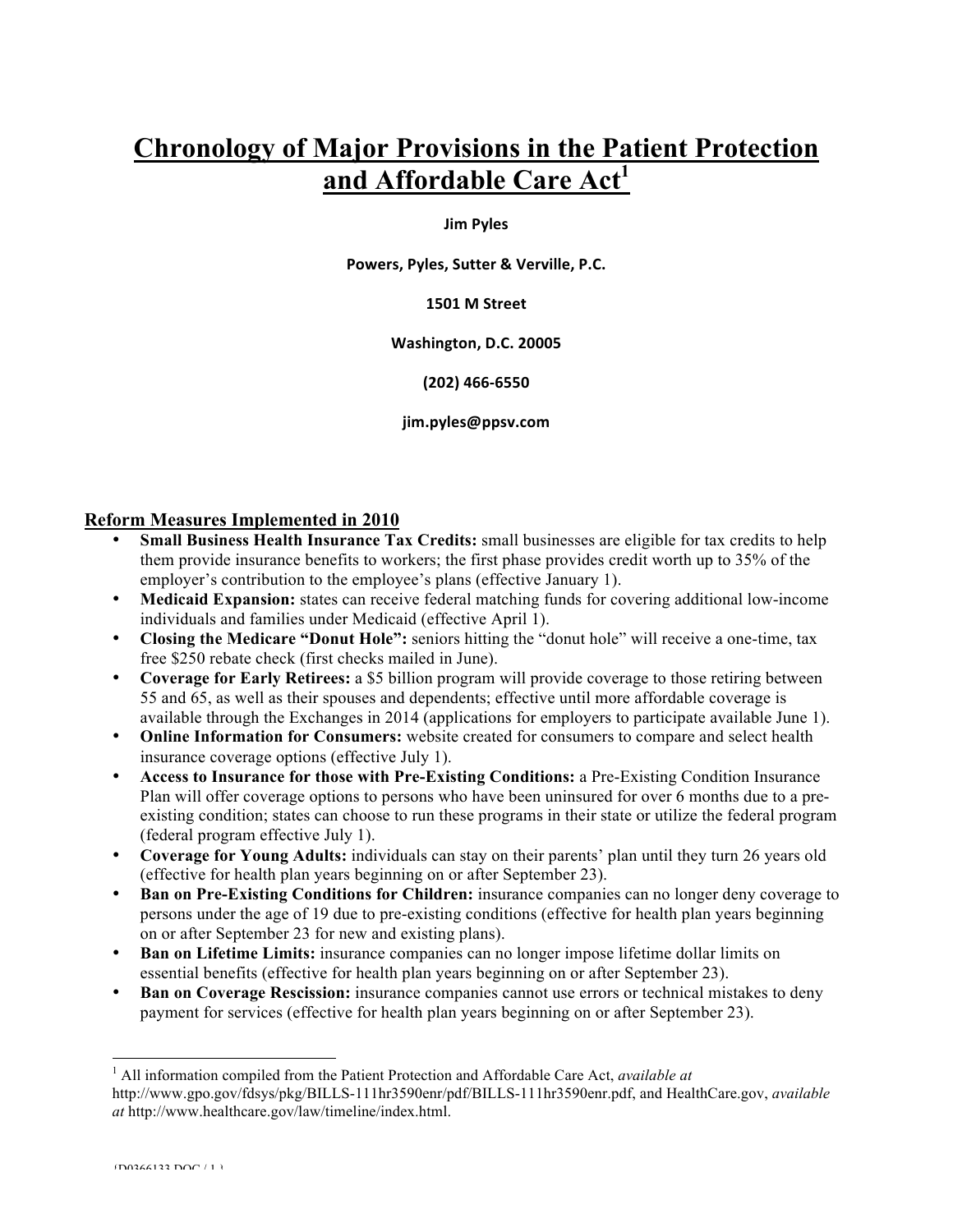# Chronology of Major Provisions in the Patient Protection and Affordable Care Act[1]

**Jim Pyles**

**Powers, Pyles, Sutter & Verville, P.C.**

**1501 M Street**

**Washington, D.C. 20005**

**(202) 466-6550**

**jim.pyles@ppsv.com**

## Reform Measures Implemented in 2010

- **Small Business Health Insurance Tax Credits:** small businesses are eligible for tax credits to help them provide insurance benefits to workers; the first phase provides credit worth up to 35% of the employer's contribution to the employee's plans (effective January 1).
- **Medicaid Expansion:** states can receive federal matching funds for covering additional low-income individuals and families under Medicaid (effective April 1).
- **Closing the Medicare "Donut Hole":** seniors hitting the "donut hole" will receive a one-time, tax free $250 rebate check (first checks mailed in June).
- **Coverage for Early Retirees:** a $5 billion program will provide coverage to those retiring between 55 and 65, as well as their spouses and dependents; effective until more affordable coverage is available through the Exchanges in 2014 (applications for employers to participate available June 1).
- **Online Information for Consumers:** website created for consumers to compare and select health insurance coverage options (effective July 1).
- **Access to Insurance for those with Pre-Existing Conditions:** a Pre-Existing Condition Insurance Plan will offer coverage options to persons who have been uninsured for over 6 months due to a pre-existing condition; states can choose to run these programs in their state or utilize the federal program (federal program effective July 1).
- **Coverage for Young Adults:** individuals can stay on their parents' plan until they turn 26 years old (effective for health plan years beginning on or after September 23).
- **Ban on Pre-Existing Conditions for Children:** insurance companies can no longer deny coverage to persons under the age of 19 due to pre-existing conditions (effective for health plan years beginning on or after September 23 for new and existing plans).
- **Ban on Lifetime Limits:** insurance companies can no longer impose lifetime dollar limits on essential benefits (effective for health plan years beginning on or after September 23).
- **Ban on Coverage Rescission:** insurance companies cannot use errors or technical mistakes to deny payment for services (effective for health plan years beginning on or after September 23).

[1] All information compiled from the Patient Protection and Affordable Care Act, *available at* http://www.gpo.gov/fdsys/pkg/BILLS-111hr3590enr/pdf/BILLS-111hr3590enr.pdf, and HealthCare.gov, *available at* http://www.healthcare.gov/law/timeline/index.html.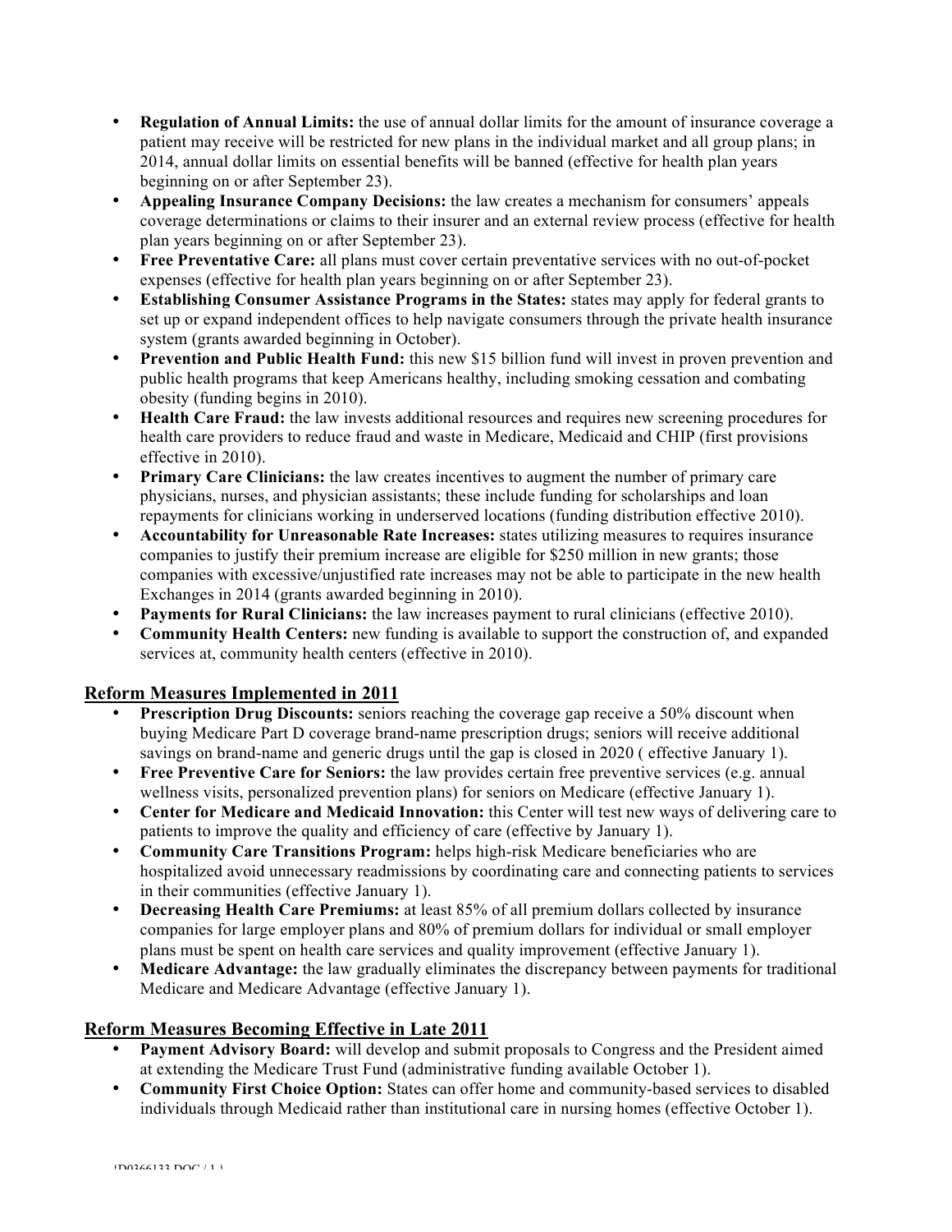- **Regulation of Annual Limits:** the use of annual dollar limits for the amount of insurance coverage a patient may receive will be restricted for new plans in the individual market and all group plans; in 2014, annual dollar limits on essential benefits will be banned (effective for health plan years beginning on or after September 23).
- **Appealing Insurance Company Decisions:** the law creates a mechanism for consumers' appeals coverage determinations or claims to their insurer and an external review process (effective for health plan years beginning on or after September 23).
- **Free Preventative Care:** all plans must cover certain preventative services with no out-of-pocket expenses (effective for health plan years beginning on or after September 23).
- **Establishing Consumer Assistance Programs in the States:** states may apply for federal grants to set up or expand independent offices to help navigate consumers through the private health insurance system (grants awarded beginning in October).
- **Prevention and Public Health Fund:** this new $15 billion fund will invest in proven prevention and public health programs that keep Americans healthy, including smoking cessation and combating obesity (funding begins in 2010).
- **Health Care Fraud:** the law invests additional resources and requires new screening procedures for health care providers to reduce fraud and waste in Medicare, Medicaid and CHIP (first provisions effective in 2010).
- **Primary Care Clinicians:** the law creates incentives to augment the number of primary care physicians, nurses, and physician assistants; these include funding for scholarships and loan repayments for clinicians working in underserved locations (funding distribution effective 2010).
- **Accountability for Unreasonable Rate Increases:** states utilizing measures to requires insurance companies to justify their premium increase are eligible for $250 million in new grants; those companies with excessive/unjustified rate increases may not be able to participate in the new health Exchanges in 2014 (grants awarded beginning in 2010).
- **Payments for Rural Clinicians:** the law increases payment to rural clinicians (effective 2010).
- **Community Health Centers:** new funding is available to support the construction of, and expanded services at, community health centers (effective in 2010).

## Reform Measures Implemented in 2011

- **Prescription Drug Discounts:** seniors reaching the coverage gap receive a 50% discount when buying Medicare Part D coverage brand-name prescription drugs; seniors will receive additional savings on brand-name and generic drugs until the gap is closed in 2020 ( effective January 1).
- **Free Preventive Care for Seniors:** the law provides certain free preventive services (e.g. annual wellness visits, personalized prevention plans) for seniors on Medicare (effective January 1).
- **Center for Medicare and Medicaid Innovation:** this Center will test new ways of delivering care to patients to improve the quality and efficiency of care (effective by January 1).
- **Community Care Transitions Program:** helps high-risk Medicare beneficiaries who are hospitalized avoid unnecessary readmissions by coordinating care and connecting patients to services in their communities (effective January 1).
- **Decreasing Health Care Premiums:** at least 85% of all premium dollars collected by insurance companies for large employer plans and 80% of premium dollars for individual or small employer plans must be spent on health care services and quality improvement (effective January 1).
- **Medicare Advantage:** the law gradually eliminates the discrepancy between payments for traditional Medicare and Medicare Advantage (effective January 1).

## Reform Measures Becoming Effective in Late 2011

- **Payment Advisory Board:** will develop and submit proposals to Congress and the President aimed at extending the Medicare Trust Fund (administrative funding available October 1).
- **Community First Choice Option:** States can offer home and community-based services to disabled individuals through Medicaid rather than institutional care in nursing homes (effective October 1).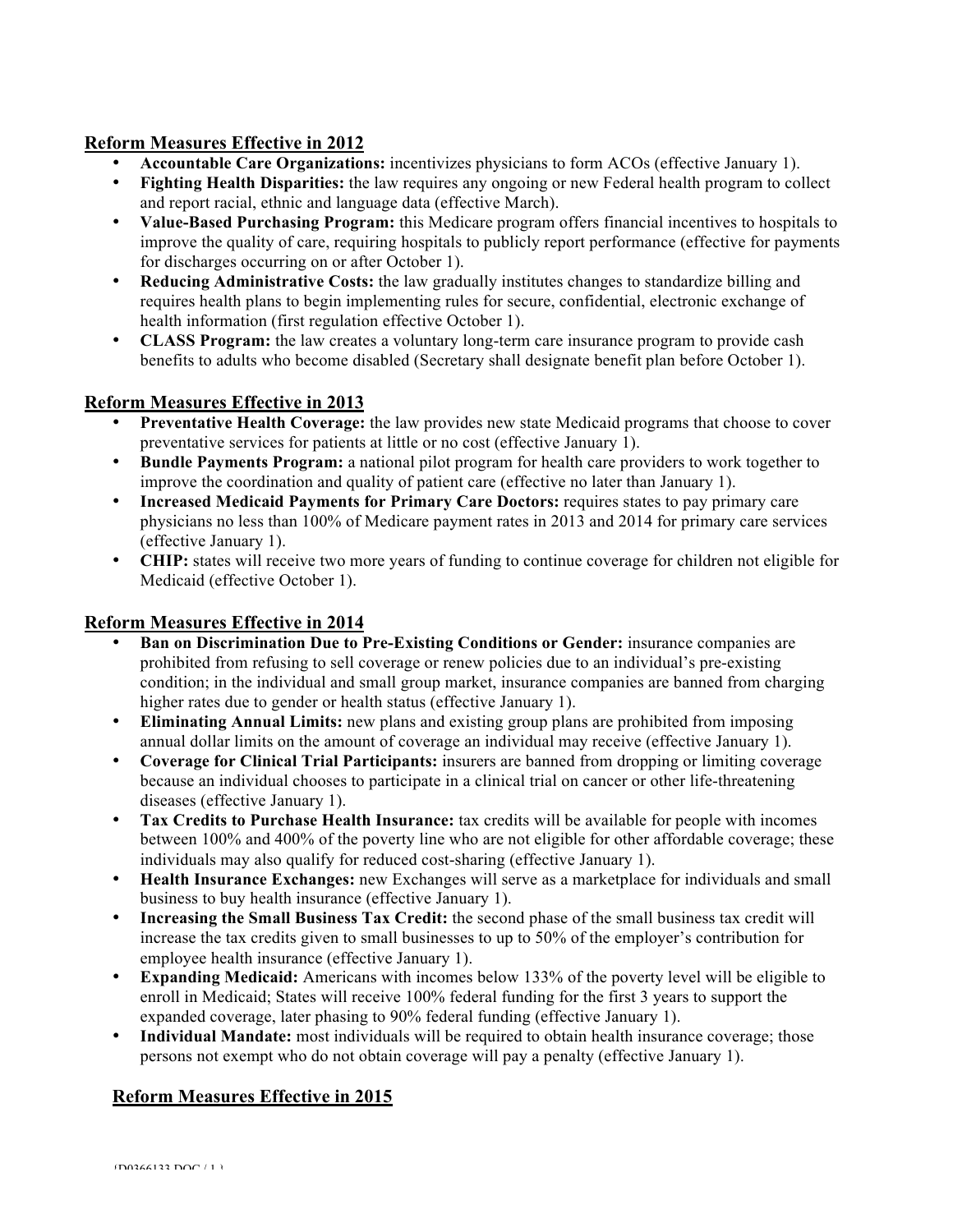## Reform Measures Effective in 2012

- **Accountable Care Organizations:** incentivizes physicians to form ACOs (effective January 1).
- **Fighting Health Disparities:** the law requires any ongoing or new Federal health program to collect and report racial, ethnic and language data (effective March).
- **Value-Based Purchasing Program:** this Medicare program offers financial incentives to hospitals to improve the quality of care, requiring hospitals to publicly report performance (effective for payments for discharges occurring on or after October 1).
- **Reducing Administrative Costs:** the law gradually institutes changes to standardize billing and requires health plans to begin implementing rules for secure, confidential, electronic exchange of health information (first regulation effective October 1).
- **CLASS Program:** the law creates a voluntary long-term care insurance program to provide cash benefits to adults who become disabled (Secretary shall designate benefit plan before October 1).

## Reform Measures Effective in 2013

- **Preventative Health Coverage:** the law provides new state Medicaid programs that choose to cover preventative services for patients at little or no cost (effective January 1).
- **Bundle Payments Program:** a national pilot program for health care providers to work together to improve the coordination and quality of patient care (effective no later than January 1).
- **Increased Medicaid Payments for Primary Care Doctors:** requires states to pay primary care physicians no less than 100% of Medicare payment rates in 2013 and 2014 for primary care services (effective January 1).
- **CHIP:** states will receive two more years of funding to continue coverage for children not eligible for Medicaid (effective October 1).

## Reform Measures Effective in 2014

- **Ban on Discrimination Due to Pre-Existing Conditions or Gender:** insurance companies are prohibited from refusing to sell coverage or renew policies due to an individual's pre-existing condition; in the individual and small group market, insurance companies are banned from charging higher rates due to gender or health status (effective January 1).
- **Eliminating Annual Limits:** new plans and existing group plans are prohibited from imposing annual dollar limits on the amount of coverage an individual may receive (effective January 1).
- **Coverage for Clinical Trial Participants:** insurers are banned from dropping or limiting coverage because an individual chooses to participate in a clinical trial on cancer or other life-threatening diseases (effective January 1).
- **Tax Credits to Purchase Health Insurance:** tax credits will be available for people with incomes between 100% and 400% of the poverty line who are not eligible for other affordable coverage; these individuals may also qualify for reduced cost-sharing (effective January 1).
- **Health Insurance Exchanges:** new Exchanges will serve as a marketplace for individuals and small business to buy health insurance (effective January 1).
- **Increasing the Small Business Tax Credit:** the second phase of the small business tax credit will increase the tax credits given to small businesses to up to 50% of the employer's contribution for employee health insurance (effective January 1).
- **Expanding Medicaid:** Americans with incomes below 133% of the poverty level will be eligible to enroll in Medicaid; States will receive 100% federal funding for the first 3 years to support the expanded coverage, later phasing to 90% federal funding (effective January 1).
- **Individual Mandate:** most individuals will be required to obtain health insurance coverage; those persons not exempt who do not obtain coverage will pay a penalty (effective January 1).

## Reform Measures Effective in 2015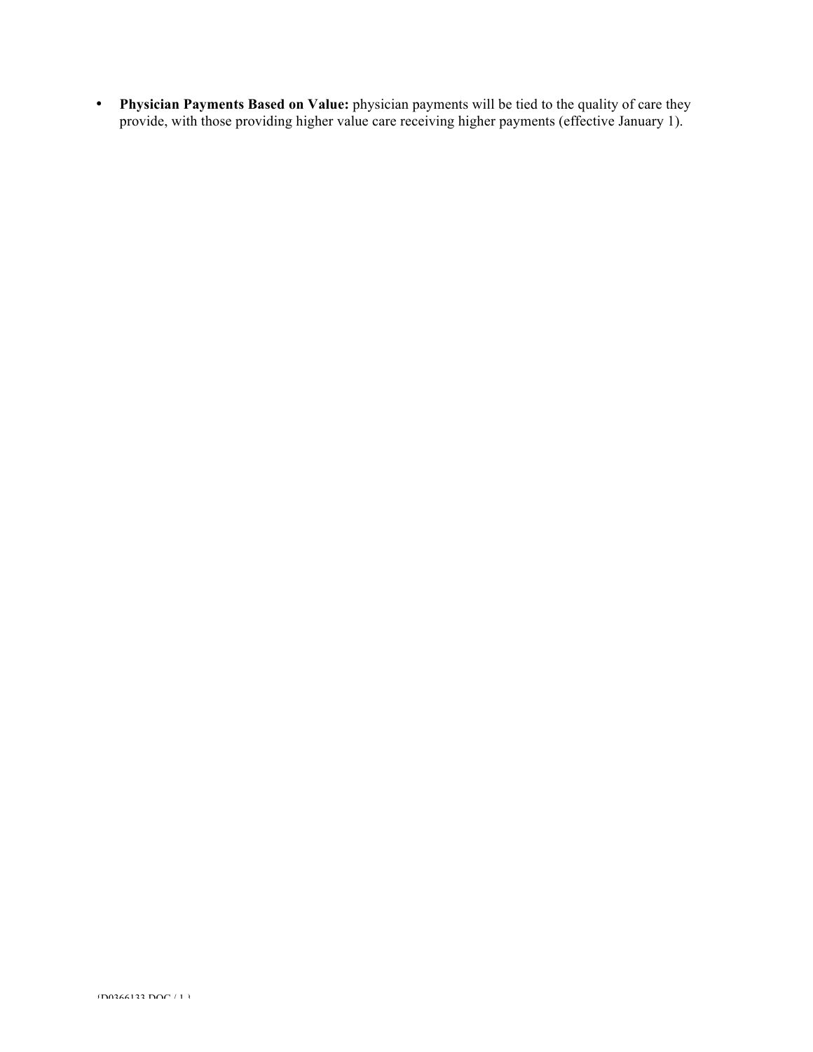- **Physician Payments Based on Value:** physician payments will be tied to the quality of care they provide, with those providing higher value care receiving higher payments (effective January 1).